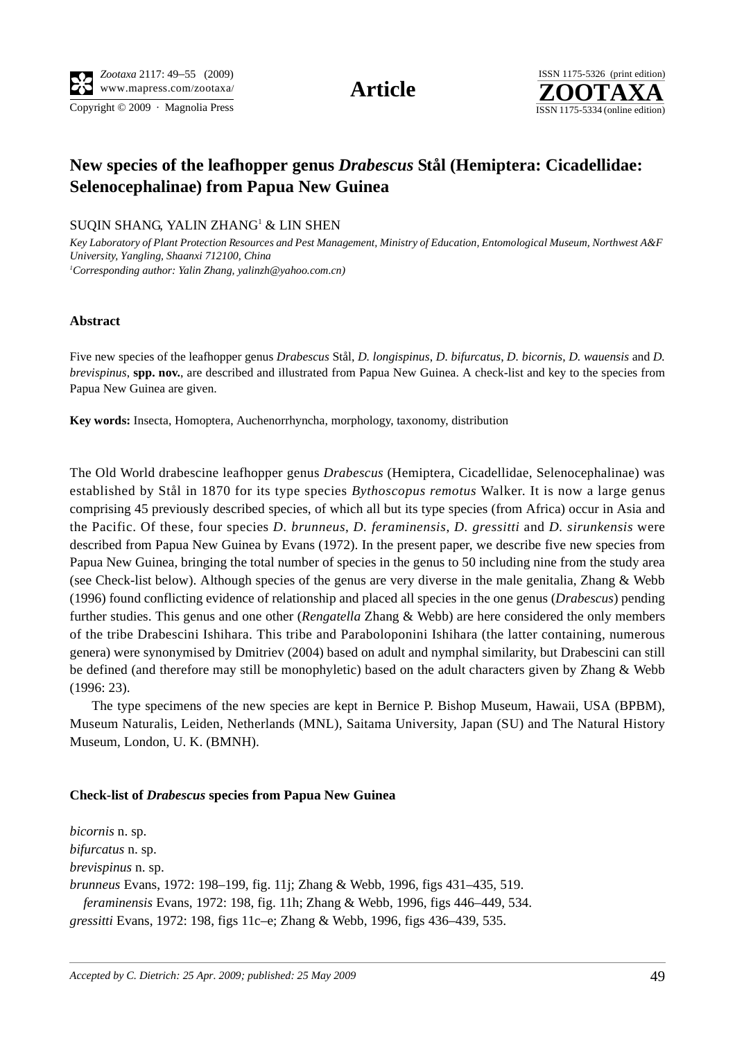**Article**

# New species of the leafhopper genus *Drabescus* Stål (Hemiptera: Cicadellidae: Selenocephalinae) from Papua New Guinea

SUQIN SHANG, YALIN ZHANG[1] & LIN SHEN

*Key Laboratory of Plant Protection Resources and Pest Management, Ministry of Education, Entomological Museum, Northwest A&F University, Yangling, Shaanxi 712100, China*
*[1]Corresponding author: Yalin Zhang, yalinzh@yahoo.com.cn)*

## Abstract

Five new species of the leafhopper genus *Drabescus* Stål, *D. longispinus*, *D. bifurcatus*, *D. bicornis*, *D. wauensis* and *D. brevispinus*, **spp. nov.**, are described and illustrated from Papua New Guinea. A check-list and key to the species from Papua New Guinea are given.

**Key words:** Insecta, Homoptera, Auchenorrhyncha, morphology, taxonomy, distribution

The Old World drabescine leafhopper genus *Drabescus* (Hemiptera, Cicadellidae, Selenocephalinae) was established by Stål in 1870 for its type species *Bythoscopus remotus* Walker. It is now a large genus comprising 45 previously described species, of which all but its type species (from Africa) occur in Asia and the Pacific. Of these, four species *D. brunneus*, *D. feraminensis*, *D. gressitti* and *D. sirunkensis* were described from Papua New Guinea by Evans (1972). In the present paper, we describe five new species from Papua New Guinea, bringing the total number of species in the genus to 50 including nine from the study area (see Check-list below). Although species of the genus are very diverse in the male genitalia, Zhang & Webb (1996) found conflicting evidence of relationship and placed all species in the one genus (*Drabescus*) pending further studies. This genus and one other (*Rengatella* Zhang & Webb) are here considered the only members of the tribe Drabescini Ishihara. This tribe and Paraboloponini Ishihara (the latter containing, numerous genera) were synonymised by Dmitriev (2004) based on adult and nymphal similarity, but Drabescini can still be defined (and therefore may still be monophyletic) based on the adult characters given by Zhang & Webb (1996: 23).

The type specimens of the new species are kept in Bernice P. Bishop Museum, Hawaii, USA (BPBM), Museum Naturalis, Leiden, Netherlands (MNL), Saitama University, Japan (SU) and The Natural History Museum, London, U. K. (BMNH).

### Check-list of *Drabescus* species from Papua New Guinea

*bicornis* n. sp.
*bifurcatus* n. sp.
*brevispinus* n. sp.
*brunneus* Evans, 1972: 198–199, fig. 11j; Zhang & Webb, 1996, figs 431–435, 519.
*feraminensis* Evans, 1972: 198, fig. 11h; Zhang & Webb, 1996, figs 446–449, 534.
*gressitti* Evans, 1972: 198, figs 11c–e; Zhang & Webb, 1996, figs 436–439, 535.

*Accepted by C. Dietrich: 25 Apr. 2009; published: 25 May 2009*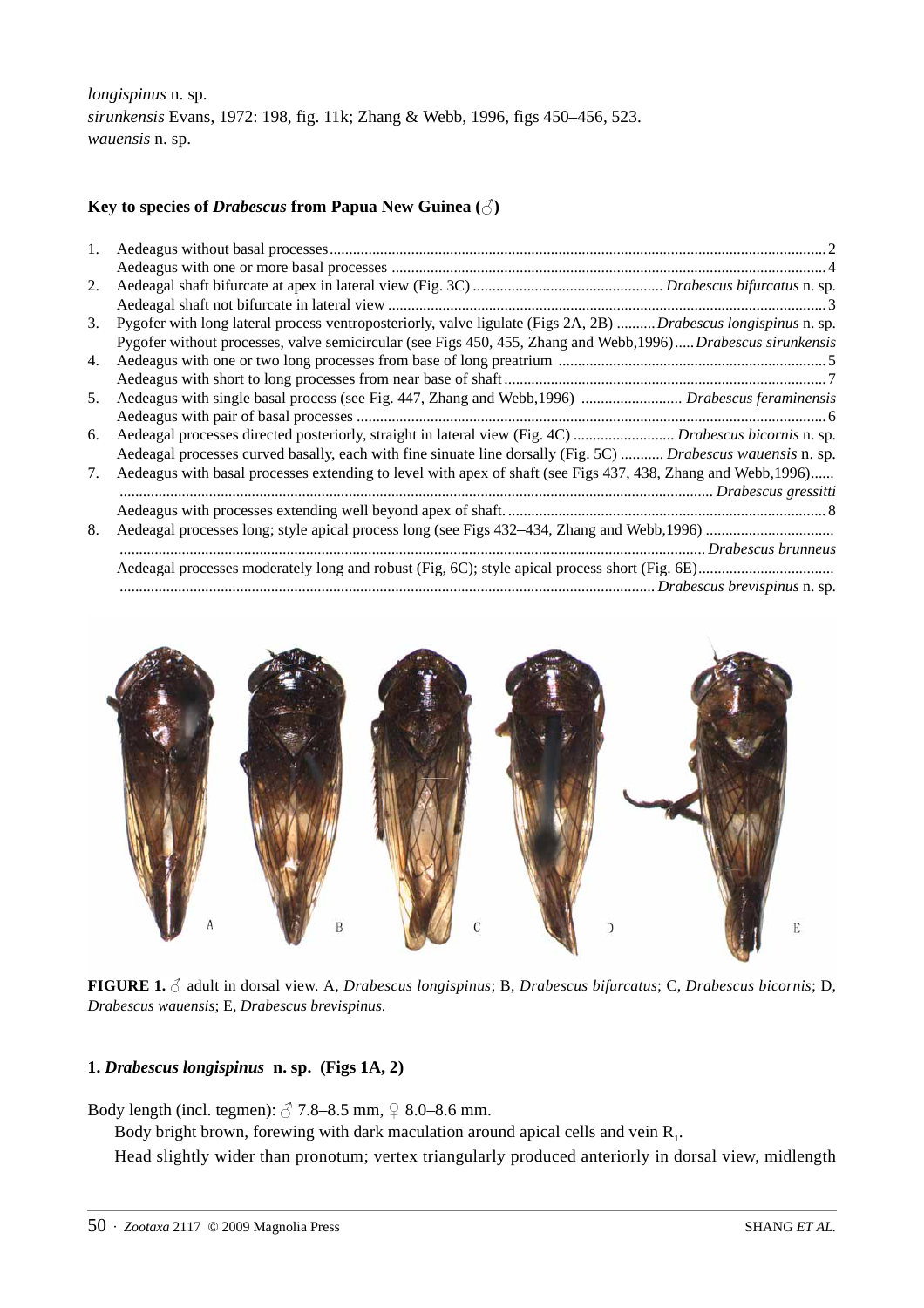*longispinus* n. sp.
*sirunkensis* Evans, 1972: 198, fig. 11k; Zhang & Webb, 1996, figs 450–456, 523.
*wauensis* n. sp.

### Key to species of *Drabescus* from Papua New Guinea (♂)

1. Aedeagus without basal processes ... 2
   Aedeagus with one or more basal processes ... 4
2. Aedeagal shaft bifurcate at apex in lateral view (Fig. 3C) ... *Drabescus bifurcatus* n. sp.
   Aedeagal shaft not bifurcate in lateral view ... 3
3. Pygofer with long lateral process ventroposteriorly, valve ligulate (Figs 2A, 2B) ... *Drabescus longispinus* n. sp.
   Pygofer without processes, valve semicircular (see Figs 450, 455, Zhang and Webb,1996) ... *Drabescus sirunkensis*
4. Aedeagus with one or two long processes from base of long preatrium ... 5
   Aedeagus with short to long processes from near base of shaft ... 7
5. Aedeagus with single basal process (see Fig. 447, Zhang and Webb,1996) ... *Drabescus feraminensis*
   Aedeagus with pair of basal processes ... 6
6. Aedeagal processes directed posteriorly, straight in lateral view (Fig. 4C) ... *Drabescus bicornis* n. sp.
   Aedeagal processes curved basally, each with fine sinuate line dorsally (Fig. 5C) ... *Drabescus wauensis* n. sp.
7. Aedeagus with basal processes extending to level with apex of shaft (see Figs 437, 438, Zhang and Webb,1996) ... *Drabescus gressitti*
   Aedeagus with processes extending well beyond apex of shaft. ... 8
8. Aedeagal processes long; style apical process long (see Figs 432–434, Zhang and Webb,1996) ... *Drabescus brunneus*
   Aedeagal processes moderately long and robust (Fig, 6C); style apical process short (Fig. 6E) ... *Drabescus brevispinus* n. sp.

**FIGURE 1.** ♂ adult in dorsal view. A, *Drabescus longispinus*; B, *Drabescus bifurcatus*; C, *Drabescus bicornis*; D, *Drabescus wauensis*; E, *Drabescus brevispinus*.

### 1. *Drabescus longispinus* n. sp. (Figs 1A, 2)

Body length (incl. tegmen): ♂ 7.8–8.5 mm, ♀ 8.0–8.6 mm.

Body bright brown, forewing with dark maculation around apical cells and vein $R_1$.

Head slightly wider than pronotum; vertex triangularly produced anteriorly in dorsal view, midlength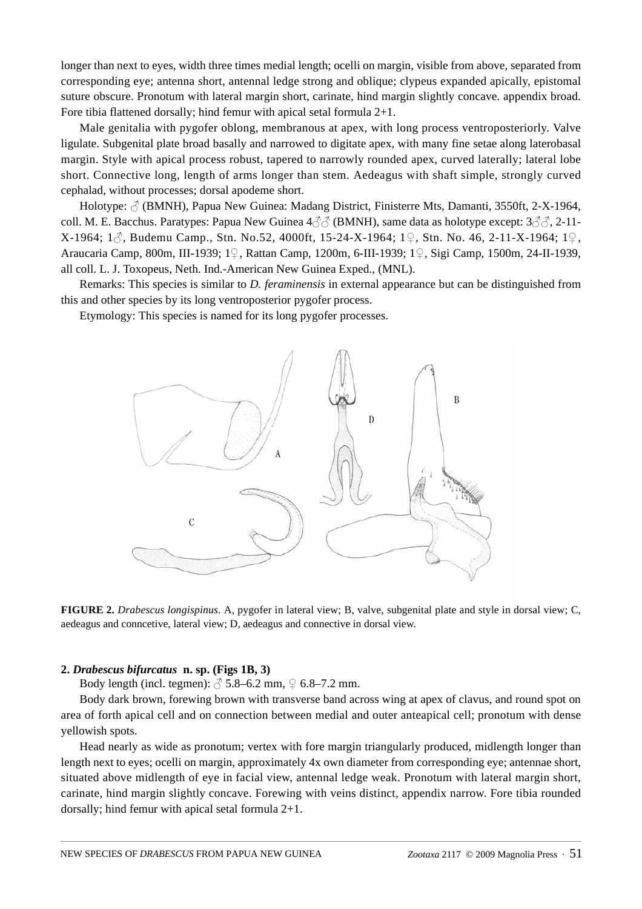longer than next to eyes, width three times medial length; ocelli on margin, visible from above, separated from corresponding eye; antenna short, antennal ledge strong and oblique; clypeus expanded apically, epistomal suture obscure. Pronotum with lateral margin short, carinate, hind margin slightly concave. appendix broad. Fore tibia flattened dorsally; hind femur with apical setal formula 2+1.

Male genitalia with pygofer oblong, membranous at apex, with long process ventroposteriorly. Valve ligulate. Subgenital plate broad basally and narrowed to digitate apex, with many fine setae along laterobasal margin. Style with apical process robust, tapered to narrowly rounded apex, curved laterally; lateral lobe short. Connective long, length of arms longer than stem. Aedeagus with shaft simple, strongly curved cephalad, without processes; dorsal apodeme short.

Holotype: ♂ (BMNH), Papua New Guinea: Madang District, Finisterre Mts, Damanti, 3550ft, 2-X-1964, coll. M. E. Bacchus. Paratypes: Papua New Guinea 4♂♂ (BMNH), same data as holotype except: 3♂♂, 2-11-X-1964; 1♂, Budemu Camp., Stn. No.52, 4000ft, 15-24-X-1964; 1♀, Stn. No. 46, 2-11-X-1964; 1♀, Araucaria Camp, 800m, III-1939; 1♀, Rattan Camp, 1200m, 6-III-1939; 1♀, Sigi Camp, 1500m, 24-II-1939, all coll. L. J. Toxopeus, Neth. Ind.-American New Guinea Exped., (MNL).

Remarks: This species is similar to *D. feraminensis* in external appearance but can be distinguished from this and other species by its long ventroposterior pygofer process.

Etymology: This species is named for its long pygofer processes.

**FIGURE 2.** *Drabescus longispinus*. A, pygofer in lateral view; B, valve, subgenital plate and style in dorsal view; C, aedeagus and conncetive, lateral view; D, aedeagus and connective in dorsal view.

**2. *Drabescus bifurcatus* n. sp. (Figs 1B, 3)**

Body length (incl. tegmen): ♂ 5.8–6.2 mm, ♀ 6.8–7.2 mm.

Body dark brown, forewing brown with transverse band across wing at apex of clavus, and round spot on area of forth apical cell and on connection between medial and outer anteapical cell; pronotum with dense yellowish spots.

Head nearly as wide as pronotum; vertex with fore margin triangularly produced, midlength longer than length next to eyes; ocelli on margin, approximately 4x own diameter from corresponding eye; antennae short, situated above midlength of eye in facial view, antennal ledge weak. Pronotum with lateral margin short, carinate, hind margin slightly concave. Forewing with veins distinct, appendix narrow. Fore tibia rounded dorsally; hind femur with apical setal formula 2+1.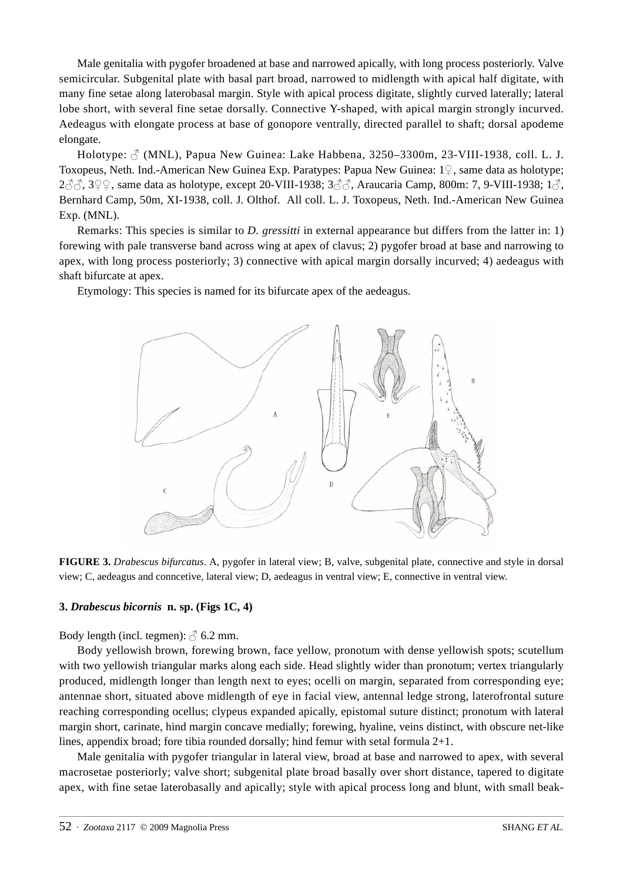Male genitalia with pygofer broadened at base and narrowed apically, with long process posteriorly. Valve semicircular. Subgenital plate with basal part broad, narrowed to midlength with apical half digitate, with many fine setae along laterobasal margin. Style with apical process digitate, slightly curved laterally; lateral lobe short, with several fine setae dorsally. Connective Y-shaped, with apical margin strongly incurved. Aedeagus with elongate process at base of gonopore ventrally, directed parallel to shaft; dorsal apodeme elongate.

Holotype: ♂ (MNL), Papua New Guinea: Lake Habbena, 3250–3300m, 23-VIII-1938, coll. L. J. Toxopeus, Neth. Ind.-American New Guinea Exp. Paratypes: Papua New Guinea: 1♀, same data as holotype; 2♂♂, 3♀♀, same data as holotype, except 20-VIII-1938; 3♂♂, Araucaria Camp, 800m: 7, 9-VIII-1938; 1♂, Bernhard Camp, 50m, XI-1938, coll. J. Olthof. All coll. L. J. Toxopeus, Neth. Ind.-American New Guinea Exp. (MNL).

Remarks: This species is similar to *D. gressitti* in external appearance but differs from the latter in: 1) forewing with pale transverse band across wing at apex of clavus; 2) pygofer broad at base and narrowing to apex, with long process posteriorly; 3) connective with apical margin dorsally incurved; 4) aedeagus with shaft bifurcate at apex.

Etymology: This species is named for its bifurcate apex of the aedeagus.

**FIGURE 3.** *Drabescus bifurcatus*. A, pygofer in lateral view; B, valve, subgenital plate, connective and style in dorsal view; C, aedeagus and conncetive, lateral view; D, aedeagus in ventral view; E, connective in ventral view.

### 3. *Drabescus bicornis* n. sp. (Figs 1C, 4)

Body length (incl. tegmen): ♂ 6.2 mm.

Body yellowish brown, forewing brown, face yellow, pronotum with dense yellowish spots; scutellum with two yellowish triangular marks along each side. Head slightly wider than pronotum; vertex triangularly produced, midlength longer than length next to eyes; ocelli on margin, separated from corresponding eye; antennae short, situated above midlength of eye in facial view, antennal ledge strong, laterofrontal suture reaching corresponding ocellus; clypeus expanded apically, epistomal suture distinct; pronotum with lateral margin short, carinate, hind margin concave medially; forewing, hyaline, veins distinct, with obscure net-like lines, appendix broad; fore tibia rounded dorsally; hind femur with setal formula 2+1.

Male genitalia with pygofer triangular in lateral view, broad at base and narrowed to apex, with several macrosetae posteriorly; valve short; subgenital plate broad basally over short distance, tapered to digitate apex, with fine setae laterobasally and apically; style with apical process long and blunt, with small beak-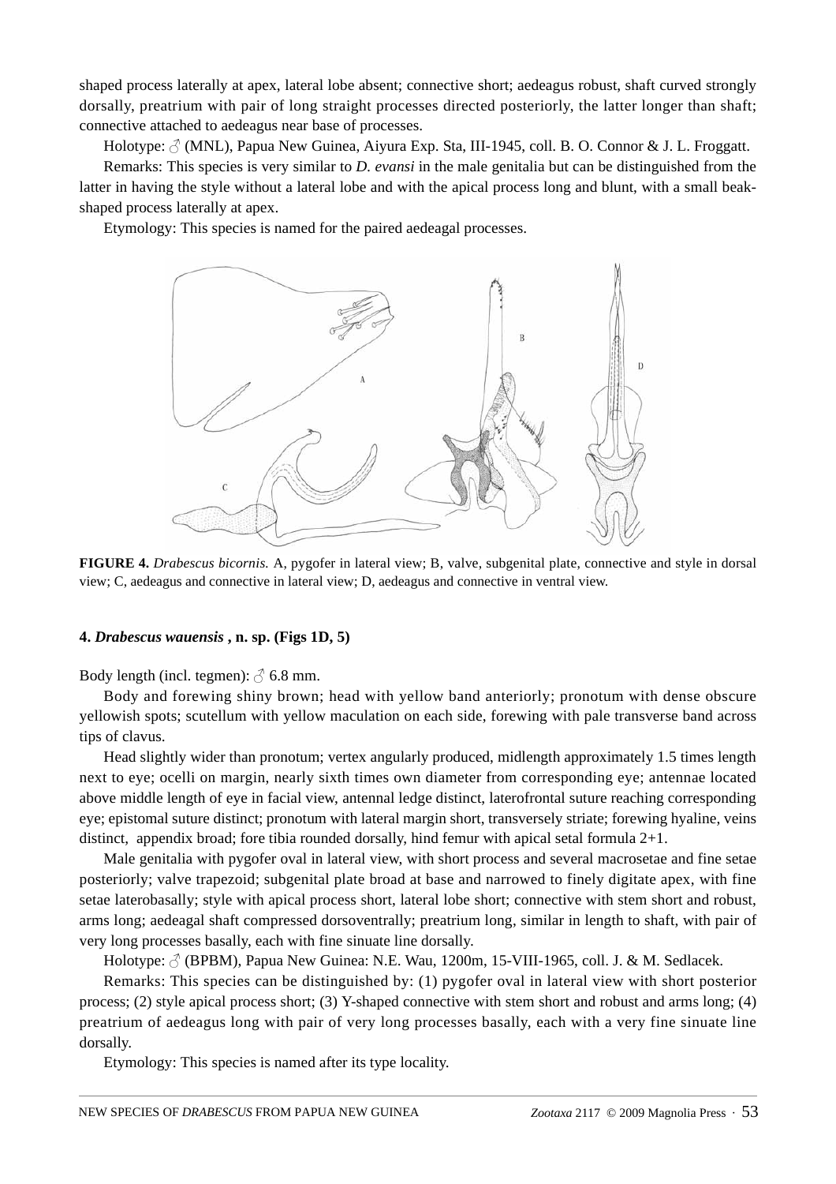shaped process laterally at apex, lateral lobe absent; connective short; aedeagus robust, shaft curved strongly dorsally, preatrium with pair of long straight processes directed posteriorly, the latter longer than shaft; connective attached to aedeagus near base of processes.

Holotype: ♂ (MNL), Papua New Guinea, Aiyura Exp. Sta, III-1945, coll. B. O. Connor & J. L. Froggatt.

Remarks: This species is very similar to *D. evansi* in the male genitalia but can be distinguished from the latter in having the style without a lateral lobe and with the apical process long and blunt, with a small beak-shaped process laterally at apex.

Etymology: This species is named for the paired aedeagal processes.

**FIGURE 4.** *Drabescus bicornis.* A, pygofer in lateral view; B, valve, subgenital plate, connective and style in dorsal view; C, aedeagus and connective in lateral view; D, aedeagus and connective in ventral view.

**4. *Drabescus wauensis* , n. sp. (Figs 1D, 5)**

Body length (incl. tegmen): ♂ 6.8 mm.

Body and forewing shiny brown; head with yellow band anteriorly; pronotum with dense obscure yellowish spots; scutellum with yellow maculation on each side, forewing with pale transverse band across tips of clavus.

Head slightly wider than pronotum; vertex angularly produced, midlength approximately 1.5 times length next to eye; ocelli on margin, nearly sixth times own diameter from corresponding eye; antennae located above middle length of eye in facial view, antennal ledge distinct, laterofrontal suture reaching corresponding eye; epistomal suture distinct; pronotum with lateral margin short, transversely striate; forewing hyaline, veins distinct, appendix broad; fore tibia rounded dorsally, hind femur with apical setal formula 2+1.

Male genitalia with pygofer oval in lateral view, with short process and several macrosetae and fine setae posteriorly; valve trapezoid; subgenital plate broad at base and narrowed to finely digitate apex, with fine setae laterobasally; style with apical process short, lateral lobe short; connective with stem short and robust, arms long; aedeagal shaft compressed dorsoventrally; preatrium long, similar in length to shaft, with pair of very long processes basally, each with fine sinuate line dorsally.

Holotype: ♂ (BPBM), Papua New Guinea: N.E. Wau, 1200m, 15-VIII-1965, coll. J. & M. Sedlacek.

Remarks: This species can be distinguished by: (1) pygofer oval in lateral view with short posterior process; (2) style apical process short; (3) Y-shaped connective with stem short and robust and arms long; (4) preatrium of aedeagus long with pair of very long processes basally, each with a very fine sinuate line dorsally.

Etymology: This species is named after its type locality.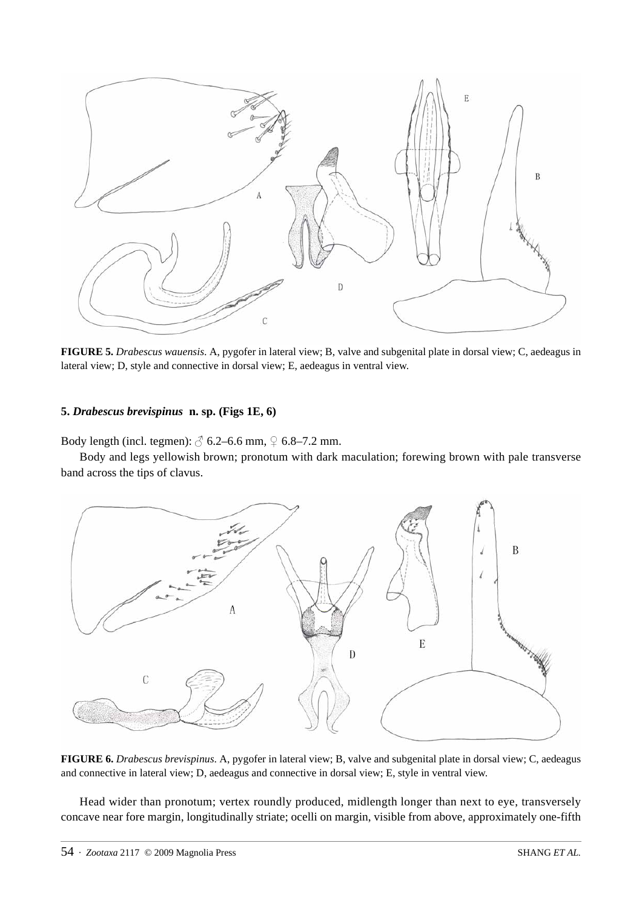**FIGURE 5.** *Drabescus wauensis*. A, pygofer in lateral view; B, valve and subgenital plate in dorsal view; C, aedeagus in lateral view; D, style and connective in dorsal view; E, aedeagus in ventral view.

### 5. *Drabescus brevispinus* n. sp. (Figs 1E, 6)

Body length (incl. tegmen): ♂ 6.2–6.6 mm, ♀ 6.8–7.2 mm.

Body and legs yellowish brown; pronotum with dark maculation; forewing brown with pale transverse band across the tips of clavus.

**FIGURE 6.** *Drabescus brevispinus*. A, pygofer in lateral view; B, valve and subgenital plate in dorsal view; C, aedeagus and connective in lateral view; D, aedeagus and connective in dorsal view; E, style in ventral view.

Head wider than pronotum; vertex roundly produced, midlength longer than next to eye, transversely concave near fore margin, longitudinally striate; ocelli on margin, visible from above, approximately one-fifth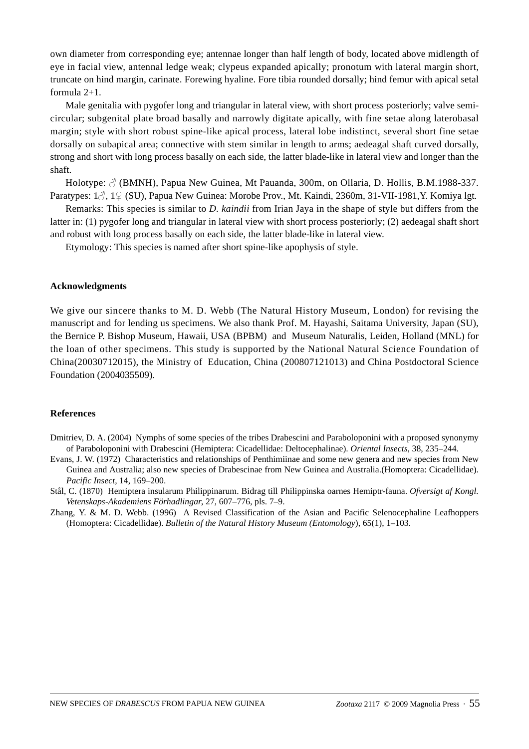own diameter from corresponding eye; antennae longer than half length of body, located above midlength of eye in facial view, antennal ledge weak; clypeus expanded apically; pronotum with lateral margin short, truncate on hind margin, carinate. Forewing hyaline. Fore tibia rounded dorsally; hind femur with apical setal formula 2+1.

Male genitalia with pygofer long and triangular in lateral view, with short process posteriorly; valve semicircular; subgenital plate broad basally and narrowly digitate apically, with fine setae along laterobasal margin; style with short robust spine-like apical process, lateral lobe indistinct, several short fine setae dorsally on subapical area; connective with stem similar in length to arms; aedeagal shaft curved dorsally, strong and short with long process basally on each side, the latter blade-like in lateral view and longer than the shaft.

Holotype: ♂ (BMNH), Papua New Guinea, Mt Pauanda, 300m, on Ollaria, D. Hollis, B.M.1988-337. Paratypes: 1♂, 1♀ (SU), Papua New Guinea: Morobe Prov., Mt. Kaindi, 2360m, 31-VII-1981,Y. Komiya lgt.

Remarks: This species is similar to *D. kaindii* from Irian Jaya in the shape of style but differs from the latter in: (1) pygofer long and triangular in lateral view with short process posteriorly; (2) aedeagal shaft short and robust with long process basally on each side, the latter blade-like in lateral view.

Etymology: This species is named after short spine-like apophysis of style.

## Acknowledgments

We give our sincere thanks to M. D. Webb (The Natural History Museum, London) for revising the manuscript and for lending us specimens. We also thank Prof. M. Hayashi, Saitama University, Japan (SU), the Bernice P. Bishop Museum, Hawaii, USA (BPBM) and Museum Naturalis, Leiden, Holland (MNL) for the loan of other specimens. This study is supported by the National Natural Science Foundation of China(20030712015), the Ministry of Education, China (200807121013) and China Postdoctoral Science Foundation (2004035509).

## References

Dmitriev, D. A. (2004) Nymphs of some species of the tribes Drabescini and Paraboloponini with a proposed synonymy of Paraboloponini with Drabescini (Hemiptera: Cicadellidae: Deltocephalinae). *Oriental Insects,* 38, 235–244.

Evans, J. W. (1972) Characteristics and relationships of Penthimiinae and some new genera and new species from New Guinea and Australia; also new species of Drabescinae from New Guinea and Australia.(Homoptera: Cicadellidae). *Pacific Insect,* 14, 169–200.

Stål, C. (1870) Hemiptera insularum Philippinarum. Bidrag till Philippinska oarnes Hemiptr-fauna. *Ofversigt af Kongl. Vetenskaps-Akademiens Förhadlingar*, 27, 607–776, pls. 7–9.

Zhang, Y. & M. D. Webb. (1996) A Revised Classification of the Asian and Pacific Selenocephaline Leafhoppers (Homoptera: Cicadellidae). *Bulletin of the Natural History Museum (Entomology*), 65(1), 1–103.